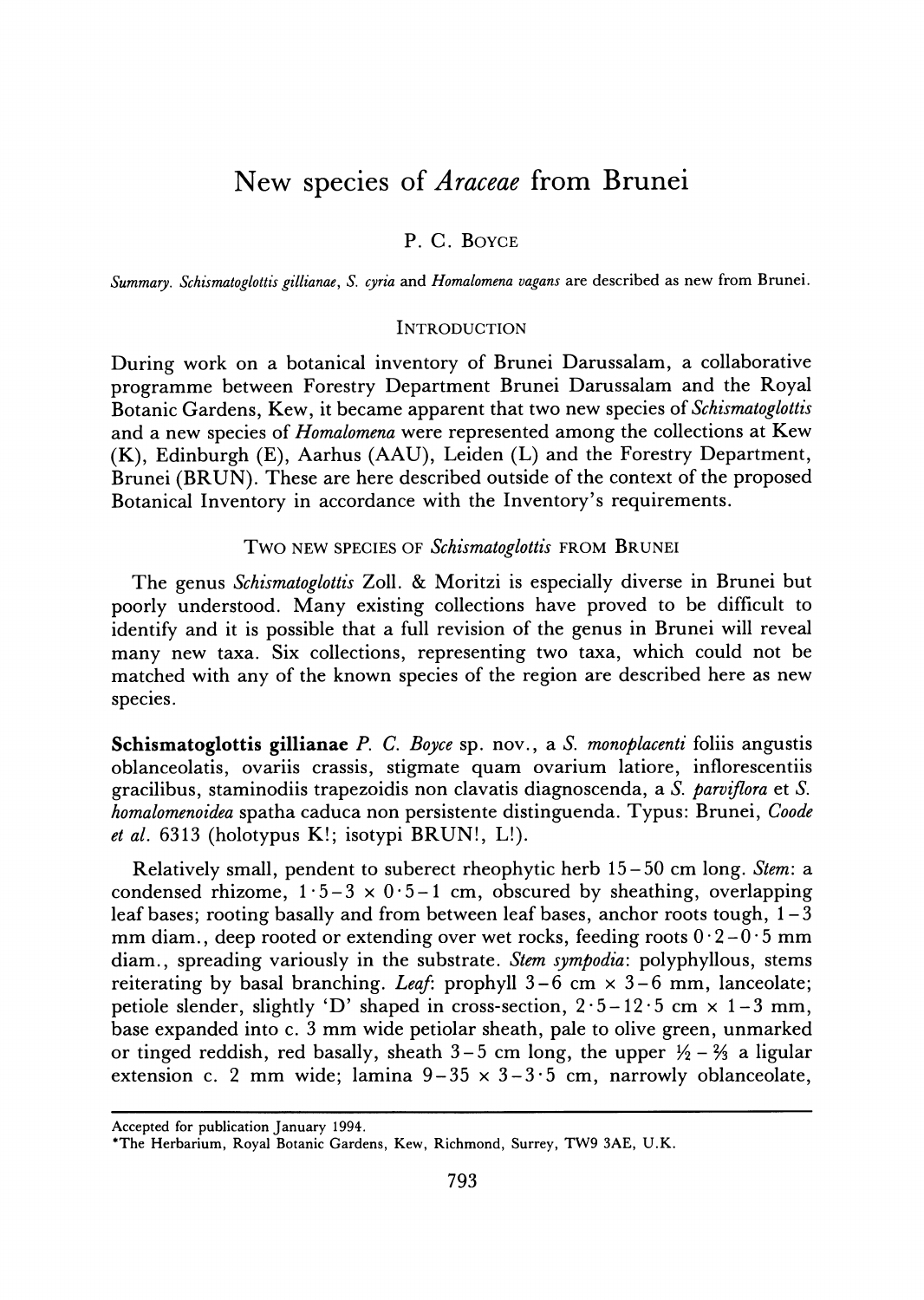# New species of *Araceae* from Brunei

P. C. BOYCE

*Summary. Schismatoglottis gillianae, S. cyria* and *Homalomena vagans* are described as new from Brunei.

## INTRODUCTION

During work on a botanical inventory of Brunei Darussalam, a collaborative programme between Forestry Department Brunei Darussalam and the Royal Botanic Gardens, Kew, it became apparent that two new species of *Schismatoglottis* and a new species of *Homalomena* were represented among the collections at Kew (K), Edinburgh (E), Aarhus (AAU), Leiden (L) and the Forestry Department, Brunei (BRUN). These are here described outside of the context of the proposed Botanical Inventory in accordance with the Inventory's requirements.

## TWO NEW SPECIES OF *Schismatoglottis* FROM BRUNEI

The genus *Schismatoglottis* Zoll. & Moritzi is especially diverse in Brunei but poorly understood. Many existing collections have proved to be difficult to identify and it is possible that a full revision of the genus in Brunei will reveal many new taxa. Six collections, representing two taxa, which could not be matched with any of the known species of the region are described here as new species.

**Schismatoglottis gillianae** *P. C. Boyce* sp. nov., a *S. monoplacenti* foliis angustis oblanceolatis, ovariis crassis, stigmate quam ovarium latiore, inflorescentiis gracilibus, staminodiis trapezoidis non clavatis diagnoscenda, a *S. parviflora* et *S. homalomenoidea* spatha caduca non persistente distinguenda. Typus: Brunei, *Coode et al.* 6313 (holotypus K!; isotypi BRUN!, L!).

Relatively small, pendent to suberect rheophytic herb 15–50 cm long. *Stem*: a condensed rhizome, 1·5–3 × 0·5–1 cm, obscured by sheathing, overlapping leaf bases; rooting basally and from between leaf bases, anchor roots tough, 1–3 mm diam., deep rooted or extending over wet rocks, feeding roots 0·2–0·5 mm diam., spreading variously in the substrate. *Stem sympodia*: polyphyllous, stems reiterating by basal branching. *Leaf*: prophyll 3–6 cm × 3–6 mm, lanceolate; petiole slender, slightly 'D' shaped in cross-section, 2·5–12·5 cm × 1–3 mm, base expanded into c. 3 mm wide petiolar sheath, pale to olive green, unmarked or tinged reddish, red basally, sheath 3–5 cm long, the upper ½–⅔ a ligular extension c. 2 mm wide; lamina 9–35 × 3–3·5 cm, narrowly oblanceolate,

Accepted for publication January 1994.

*The Herbarium, Royal Botanic Gardens, Kew, Richmond, Surrey, TW9 3AE, U.K.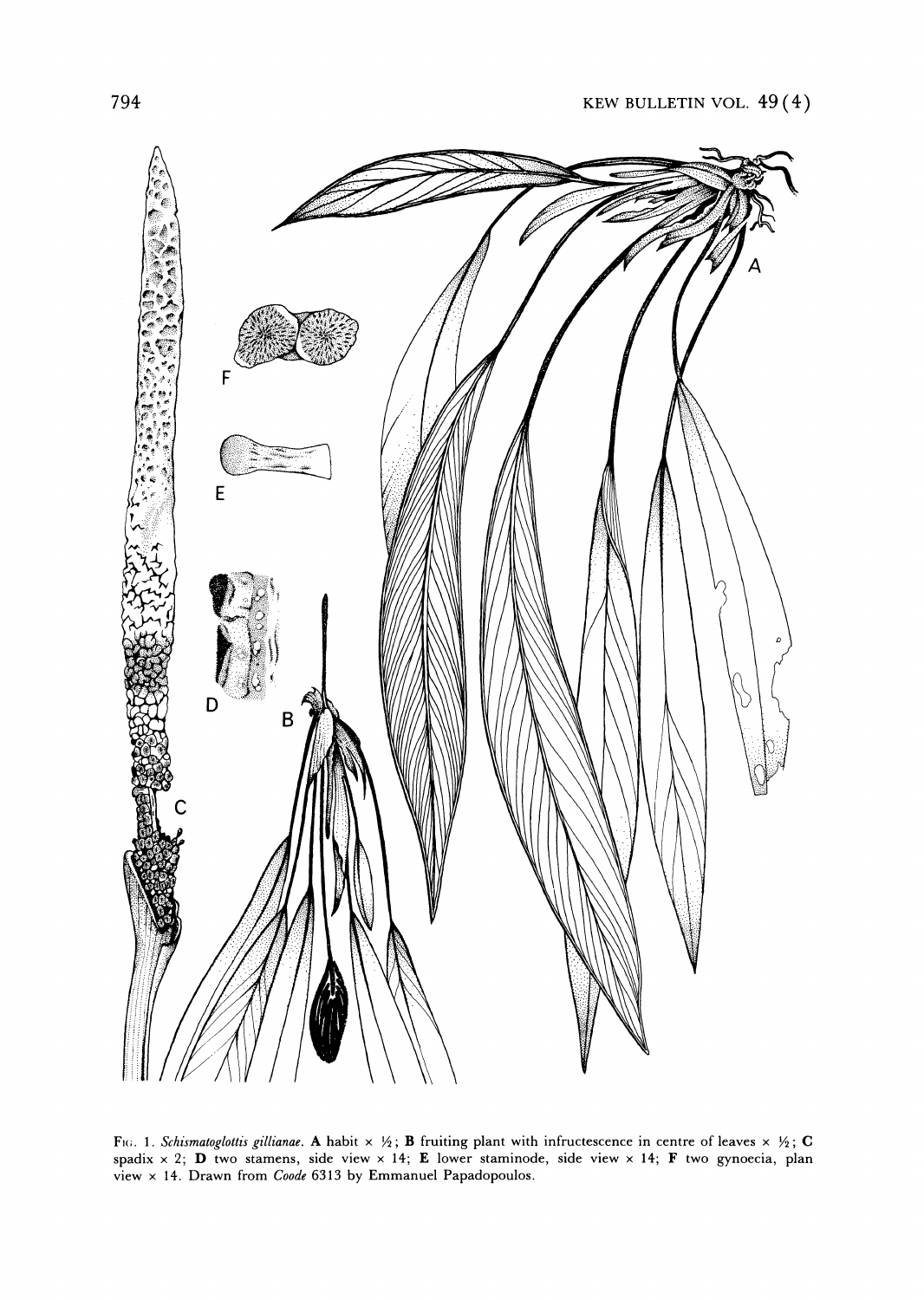Fig. 1. *Schismatoglottis gillianae*. **A** habit × ½; **B** fruiting plant with infructescence in centre of leaves × ½; **C** spadix × 2; **D** two stamens, side view × 14; **E** lower staminode, side view × 14; **F** two gynoecia, plan view × 14. Drawn from *Coode* 6313 by Emmanuel Papadopoulos.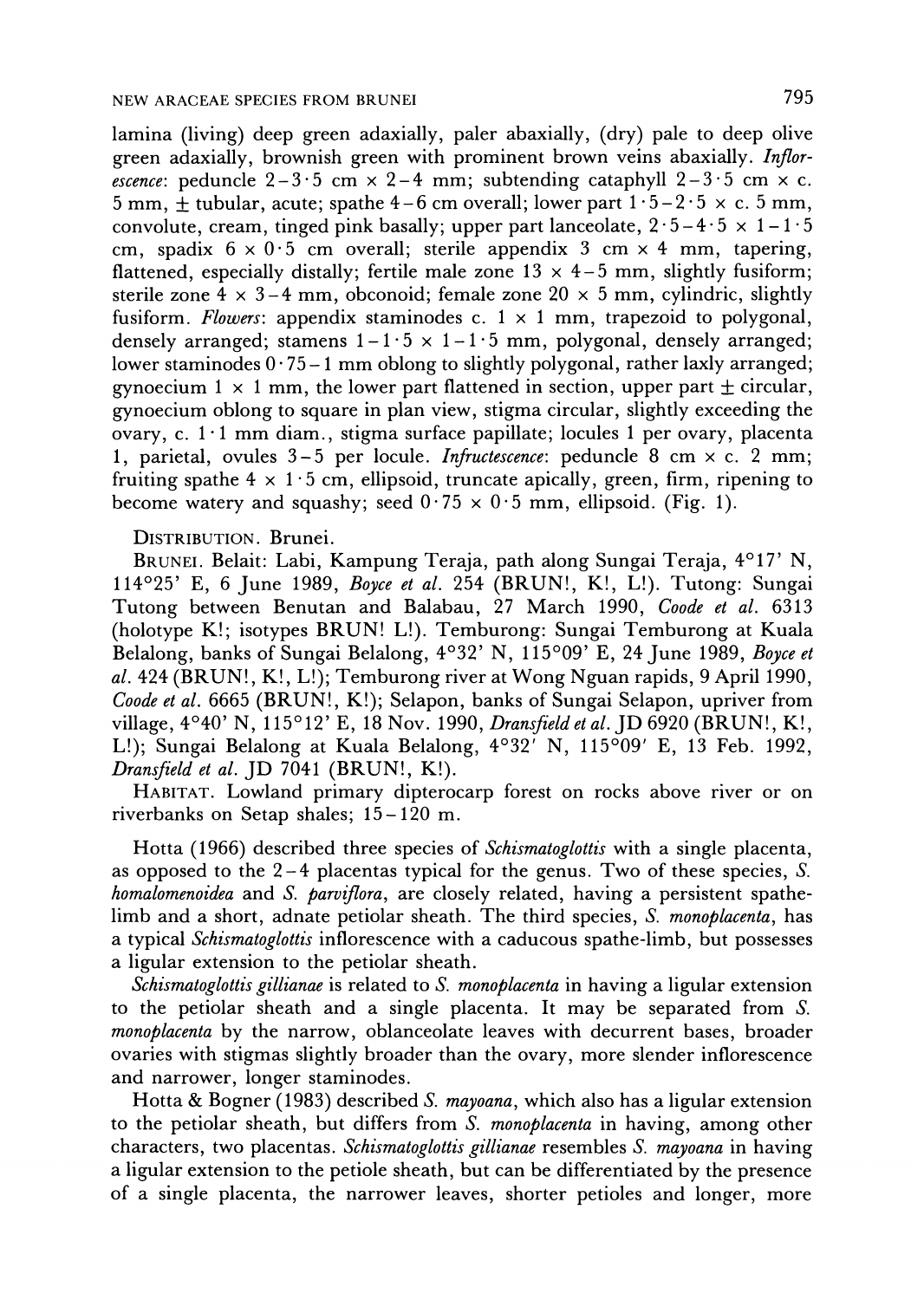lamina (living) deep green adaxially, paler abaxially, (dry) pale to deep olive green adaxially, brownish green with prominent brown veins abaxially. *Inflorescence*: peduncle 2–3·5 cm × 2–4 mm; subtending cataphyll 2–3·5 cm × c. 5 mm, ± tubular, acute; spathe 4–6 cm overall; lower part 1·5–2·5 × c. 5 mm, convolute, cream, tinged pink basally; upper part lanceolate, 2·5–4·5 × 1–1·5 cm, spadix 6 × 0·5 cm overall; sterile appendix 3 cm × 4 mm, tapering, flattened, especially distally; fertile male zone 13 × 4–5 mm, slightly fusiform; sterile zone 4 × 3–4 mm, obconoid; female zone 20 × 5 mm, cylindric, slightly fusiform. *Flowers*: appendix staminodes c. 1 × 1 mm, trapezoid to polygonal, densely arranged; stamens 1–1·5 × 1–1·5 mm, polygonal, densely arranged; lower staminodes 0·75–1 mm oblong to slightly polygonal, rather laxly arranged; gynoecium 1 × 1 mm, the lower part flattened in section, upper part ± circular, gynoecium oblong to square in plan view, stigma circular, slightly exceeding the ovary, c. 1·1 mm diam., stigma surface papillate; locules 1 per ovary, placenta 1, parietal, ovules 3–5 per locule. *Infructescence*: peduncle 8 cm × c. 2 mm; fruiting spathe 4 × 1·5 cm, ellipsoid, truncate apically, green, firm, ripening to become watery and squashy; seed 0·75 × 0·5 mm, ellipsoid. (Fig. 1).

DISTRIBUTION. Brunei.

BRUNEI. Belait: Labi, Kampung Teraja, path along Sungai Teraja, 4°17' N, 114°25' E, 6 June 1989, *Boyce et al.* 254 (BRUN!, K!, L!). Tutong: Sungai Tutong between Benutan and Balabau, 27 March 1990, *Coode et al.* 6313 (holotype K!; isotypes BRUN! L!). Temburong: Sungai Temburong at Kuala Belalong, banks of Sungai Belalong, 4°32' N, 115°09' E, 24 June 1989, *Boyce et al.* 424 (BRUN!, K!, L!); Temburong river at Wong Nguan rapids, 9 April 1990, *Coode et al.* 6665 (BRUN!, K!); Selapon, banks of Sungai Selapon, upriver from village, 4°40' N, 115°12' E, 18 Nov. 1990, *Dransfield et al.* JD 6920 (BRUN!, K!, L!); Sungai Belalong at Kuala Belalong, 4°32' N, 115°09' E, 13 Feb. 1992, *Dransfield et al.* JD 7041 (BRUN!, K!).

HABITAT. Lowland primary dipterocarp forest on rocks above river or on riverbanks on Setap shales; 15–120 m.

Hotta (1966) described three species of *Schismatoglottis* with a single placenta, as opposed to the 2–4 placentas typical for the genus. Two of these species, *S. homalomenoidea* and *S. parviflora*, are closely related, having a persistent spathe-limb and a short, adnate petiolar sheath. The third species, *S. monoplacenta*, has a typical *Schismatoglottis* inflorescence with a caducous spathe-limb, but possesses a ligular extension to the petiolar sheath.

*Schismatoglottis gillianae* is related to *S. monoplacenta* in having a ligular extension to the petiolar sheath and a single placenta. It may be separated from *S. monoplacenta* by the narrow, oblanceolate leaves with decurrent bases, broader ovaries with stigmas slightly broader than the ovary, more slender inflorescence and narrower, longer staminodes.

Hotta & Bogner (1983) described *S. mayoana*, which also has a ligular extension to the petiolar sheath, but differs from *S. monoplacenta* in having, among other characters, two placentas. *Schismatoglottis gillianae* resembles *S. mayoana* in having a ligular extension to the petiole sheath, but can be differentiated by the presence of a single placenta, the narrower leaves, shorter petioles and longer, more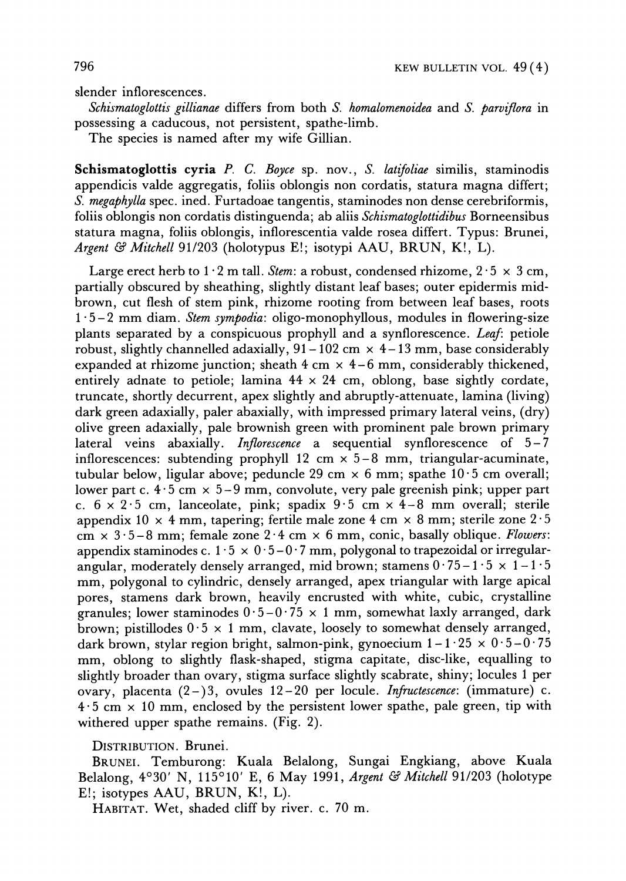slender inflorescences.

*Schismatoglottis gillianae* differs from both *S. homalomenoidea* and *S. parviflora* in possessing a caducous, not persistent, spathe-limb.

The species is named after my wife Gillian.

**Schismatoglottis cyria** *P. C. Boyce* sp. nov., *S. latifoliae* similis, staminodis appendicis valde aggregatis, foliis oblongis non cordatis, statura magna differt; *S. megaphylla* spec. ined. Furtadoae tangentis, staminodes non dense cerebriformis, foliis oblongis non cordatis distinguenda; ab aliis *Schismatoglottidibus* Borneensibus statura magna, foliis oblongis, inflorescentia valde rosea differt. Typus: Brunei, *Argent & Mitchell* 91/203 (holotypus E!; isotypi AAU, BRUN, K!, L).

Large erect herb to 1·2 m tall. *Stem*: a robust, condensed rhizome, 2·5 × 3 cm, partially obscured by sheathing, slightly distant leaf bases; outer epidermis mid-brown, cut flesh of stem pink, rhizome rooting from between leaf bases, roots 1·5–2 mm diam. *Stem sympodia*: oligo-monophyllous, modules in flowering-size plants separated by a conspicuous prophyll and a synflorescence. *Leaf*: petiole robust, slightly channelled adaxially, 91–102 cm × 4–13 mm, base considerably expanded at rhizome junction; sheath 4 cm × 4–6 mm, considerably thickened, entirely adnate to petiole; lamina 44 × 24 cm, oblong, base sightly cordate, truncate, shortly decurrent, apex slightly and abruptly-attenuate, lamina (living) dark green adaxially, paler abaxially, with impressed primary lateral veins, (dry) olive green adaxially, pale brownish green with prominent pale brown primary lateral veins abaxially. *Inflorescence* a sequential synflorescence of 5–7 inflorescences: subtending prophyll 12 cm × 5–8 mm, triangular-acuminate, tubular below, ligular above; peduncle 29 cm × 6 mm; spathe 10·5 cm overall; lower part c. 4·5 cm × 5–9 mm, convolute, very pale greenish pink; upper part c. 6 × 2·5 cm, lanceolate, pink; spadix 9·5 cm × 4–8 mm overall; sterile appendix 10 × 4 mm, tapering; fertile male zone 4 cm × 8 mm; sterile zone 2·5 cm × 3·5–8 mm; female zone 2·4 cm × 6 mm, conic, basally oblique. *Flowers*: appendix staminodes c. 1·5 × 0·5–0·7 mm, polygonal to trapezoidal or irregular-angular, moderately densely arranged, mid brown; stamens 0·75–1·5 × 1–1·5 mm, polygonal to cylindric, densely arranged, apex triangular with large apical pores, stamens dark brown, heavily encrusted with white, cubic, crystalline granules; lower staminodes 0·5–0·75 × 1 mm, somewhat laxly arranged, dark brown; pistillodes 0·5 × 1 mm, clavate, loosely to somewhat densely arranged, dark brown, stylar region bright, salmon-pink, gynoecium 1–1·25 × 0·5–0·75 mm, oblong to slightly flask-shaped, stigma capitate, disc-like, equalling to slightly broader than ovary, stigma surface slightly scabrate, shiny; locules 1 per ovary, placenta (2–)3, ovules 12–20 per locule. *Infructescence*: (immature) c. 4·5 cm × 10 mm, enclosed by the persistent lower spathe, pale green, tip with withered upper spathe remains. (Fig. 2).

DISTRIBUTION. Brunei.

BRUNEI. Temburong: Kuala Belalong, Sungai Engkiang, above Kuala Belalong, 4°30′ N, 115°10′ E, 6 May 1991, *Argent & Mitchell* 91/203 (holotype E!; isotypes AAU, BRUN, K!, L).

HABITAT. Wet, shaded cliff by river. c. 70 m.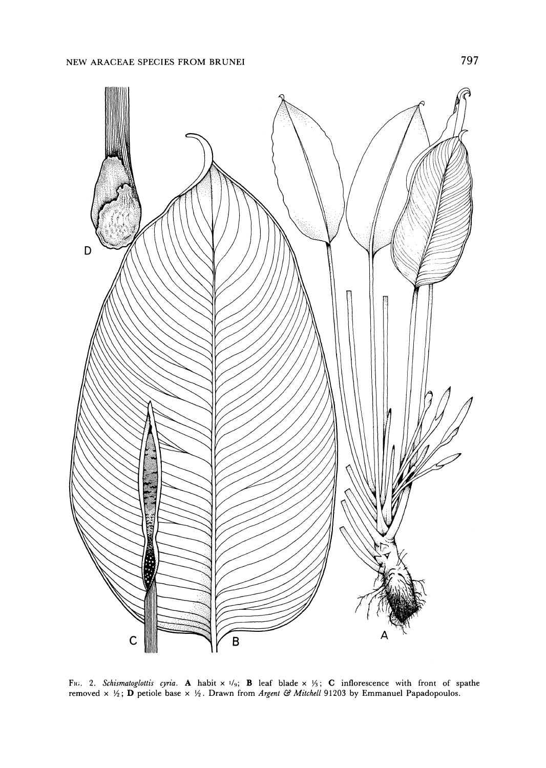Fig. 2. *Schismatoglottis cyria*. **A** habit × 1/9; **B** leaf blade × ⅓; **C** inflorescence with front of spathe removed × ½; **D** petiole base × ½. Drawn from *Argent & Mitchell* 91203 by Emmanuel Papadopoulos.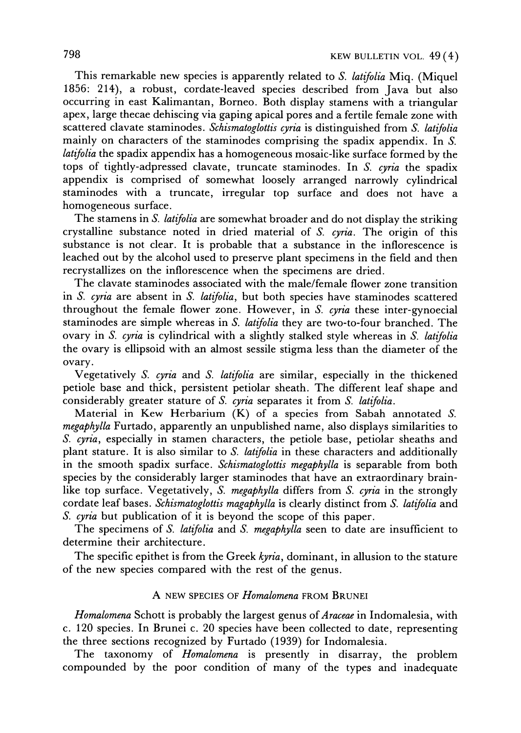This remarkable new species is apparently related to *S. latifolia* Miq. (Miquel 1856: 214), a robust, cordate-leaved species described from Java but also occurring in east Kalimantan, Borneo. Both display stamens with a triangular apex, large thecae dehiscing via gaping apical pores and a fertile female zone with scattered clavate staminodes. *Schismatoglottis cyria* is distinguished from *S. latifolia* mainly on characters of the staminodes comprising the spadix appendix. In *S. latifolia* the spadix appendix has a homogeneous mosaic-like surface formed by the tops of tightly-adpressed clavate, truncate staminodes. In *S. cyria* the spadix appendix is comprised of somewhat loosely arranged narrowly cylindrical staminodes with a truncate, irregular top surface and does not have a homogeneous surface.

The stamens in *S. latifolia* are somewhat broader and do not display the striking crystalline substance noted in dried material of *S. cyria*. The origin of this substance is not clear. It is probable that a substance in the inflorescence is leached out by the alcohol used to preserve plant specimens in the field and then recrystallizes on the inflorescence when the specimens are dried.

The clavate staminodes associated with the male/female flower zone transition in *S. cyria* are absent in *S. latifolia*, but both species have staminodes scattered throughout the female flower zone. However, in *S. cyria* these inter-gynoecial staminodes are simple whereas in *S. latifolia* they are two-to-four branched. The ovary in *S. cyria* is cylindrical with a slightly stalked style whereas in *S. latifolia* the ovary is ellipsoid with an almost sessile stigma less than the diameter of the ovary.

Vegetatively *S. cyria* and *S. latifolia* are similar, especially in the thickened petiole base and thick, persistent petiolar sheath. The different leaf shape and considerably greater stature of *S. cyria* separates it from *S. latifolia*.

Material in Kew Herbarium (K) of a species from Sabah annotated *S. megaphylla* Furtado, apparently an unpublished name, also displays similarities to *S. cyria*, especially in stamen characters, the petiole base, petiolar sheaths and plant stature. It is also similar to *S. latifolia* in these characters and additionally in the smooth spadix surface. *Schismatoglottis megaphylla* is separable from both species by the considerably larger staminodes that have an extraordinary brain-like top surface. Vegetatively, *S. megaphylla* differs from *S. cyria* in the strongly cordate leaf bases. *Schismatoglottis magaphylla* is clearly distinct from *S. latifolia* and *S. cyria* but publication of it is beyond the scope of this paper.

The specimens of *S. latifolia* and *S. megaphylla* seen to date are insufficient to determine their architecture.

The specific epithet is from the Greek *kyria*, dominant, in allusion to the stature of the new species compared with the rest of the genus.

## A NEW SPECIES OF *Homalomena* FROM BRUNEI

*Homalomena* Schott is probably the largest genus of *Araceae* in Indomalesia, with c. 120 species. In Brunei c. 20 species have been collected to date, representing the three sections recognized by Furtado (1939) for Indomalesia.

The taxonomy of *Homalomena* is presently in disarray, the problem compounded by the poor condition of many of the types and inadequate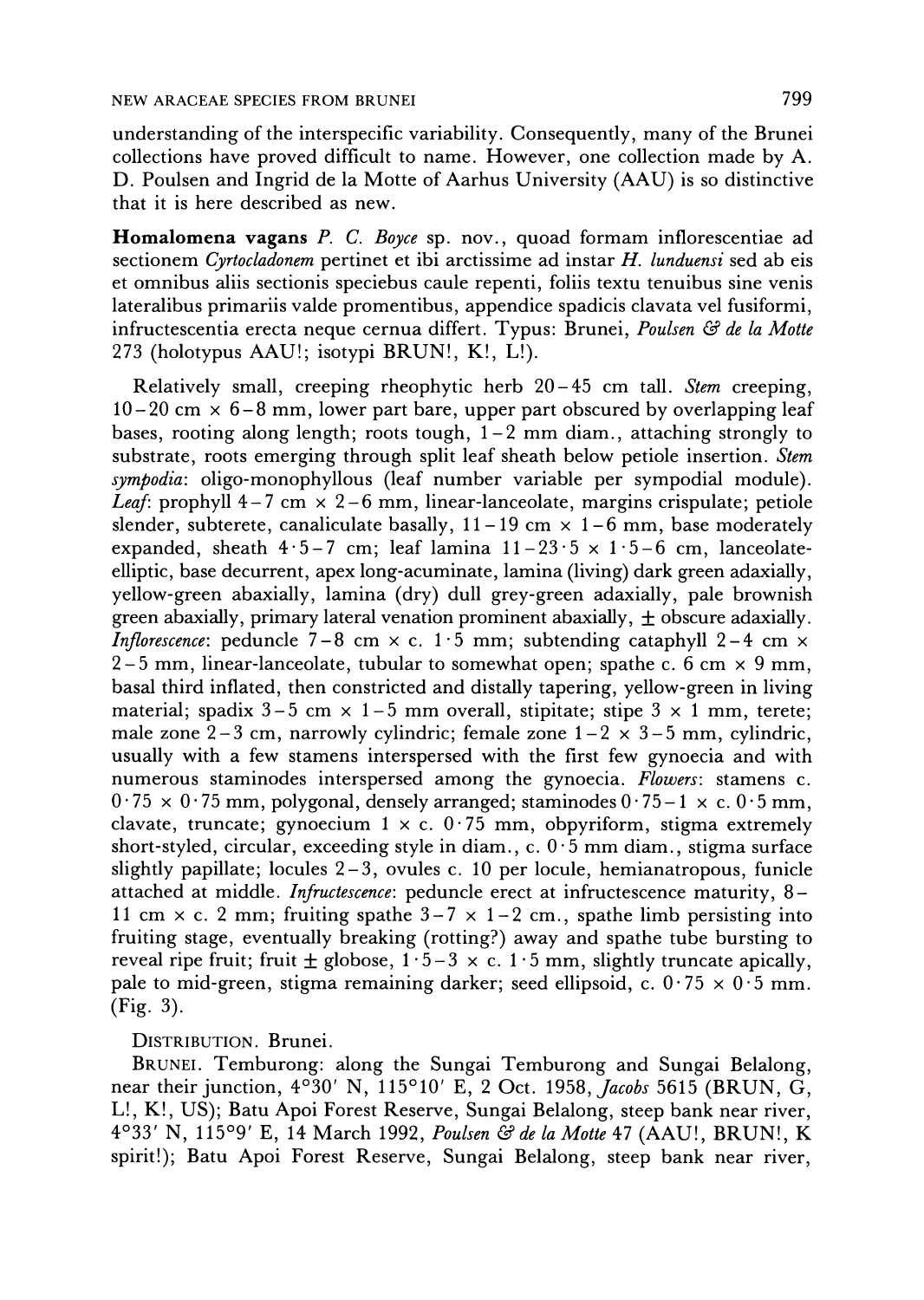understanding of the interspecific variability. Consequently, many of the Brunei collections have proved difficult to name. However, one collection made by A. D. Poulsen and Ingrid de la Motte of Aarhus University (AAU) is so distinctive that it is here described as new.

**Homalomena vagans** *P. C. Boyce* sp. nov., quoad formam inflorescentiae ad sectionem *Cyrtocladonem* pertinet et ibi arctissime ad instar *H. lunduensi* sed ab eis et omnibus aliis sectionis speciebus caule repenti, foliis textu tenuibus sine venis lateralibus primariis valde promentibus, appendice spadicis clavata vel fusiformi, infructescentia erecta neque cernua differt. Typus: Brunei, *Poulsen & de la Motte* 273 (holotypus AAU!; isotypi BRUN!, K!, L!).

Relatively small, creeping rheophytic herb 20–45 cm tall. *Stem* creeping, 10–20 cm × 6–8 mm, lower part bare, upper part obscured by overlapping leaf bases, rooting along length; roots tough, 1–2 mm diam., attaching strongly to substrate, roots emerging through split leaf sheath below petiole insertion. *Stem sympodia*: oligo-monophyllous (leaf number variable per sympodial module). *Leaf*: prophyll 4–7 cm × 2–6 mm, linear-lanceolate, margins crispulate; petiole slender, subterete, canaliculate basally, 11–19 cm × 1–6 mm, base moderately expanded, sheath 4·5–7 cm; leaf lamina 11–23·5 × 1·5–6 cm, lanceolate-elliptic, base decurrent, apex long-acuminate, lamina (living) dark green adaxially, yellow-green abaxially, lamina (dry) dull grey-green adaxially, pale brownish green abaxially, primary lateral venation prominent abaxially, ± obscure adaxially. *Inflorescence*: peduncle 7–8 cm × c. 1·5 mm; subtending cataphyll 2–4 cm × 2–5 mm, linear-lanceolate, tubular to somewhat open; spathe c. 6 cm × 9 mm, basal third inflated, then constricted and distally tapering, yellow-green in living material; spadix 3–5 cm × 1–5 mm overall, stipitate; stipe 3 × 1 mm, terete; male zone 2–3 cm, narrowly cylindric; female zone 1–2 × 3–5 mm, cylindric, usually with a few stamens interspersed with the first few gynoecia and with numerous staminodes interspersed among the gynoecia. *Flowers*: stamens c. 0·75 × 0·75 mm, polygonal, densely arranged; staminodes 0·75–1 × c. 0·5 mm, clavate, truncate; gynoecium 1 × c. 0·75 mm, obpyriform, stigma extremely short-styled, circular, exceeding style in diam., c. 0·5 mm diam., stigma surface slightly papillate; locules 2–3, ovules c. 10 per locule, hemianatropous, funicle attached at middle. *Infructescence*: peduncle erect at infructescence maturity, 8–11 cm × c. 2 mm; fruiting spathe 3–7 × 1–2 cm., spathe limb persisting into fruiting stage, eventually breaking (rotting?) away and spathe tube bursting to reveal ripe fruit; fruit ± globose, 1·5–3 × c. 1·5 mm, slightly truncate apically, pale to mid-green, stigma remaining darker; seed ellipsoid, c. 0·75 × 0·5 mm. (Fig. 3).

DISTRIBUTION. Brunei.

BRUNEI. Temburong: along the Sungai Temburong and Sungai Belalong, near their junction, 4°30′ N, 115°10′ E, 2 Oct. 1958, *Jacobs* 5615 (BRUN, G, L!, K!, US); Batu Apoi Forest Reserve, Sungai Belalong, steep bank near river, 4°33′ N, 115°9′ E, 14 March 1992, *Poulsen & de la Motte* 47 (AAU!, BRUN!, K spirit!); Batu Apoi Forest Reserve, Sungai Belalong, steep bank near river,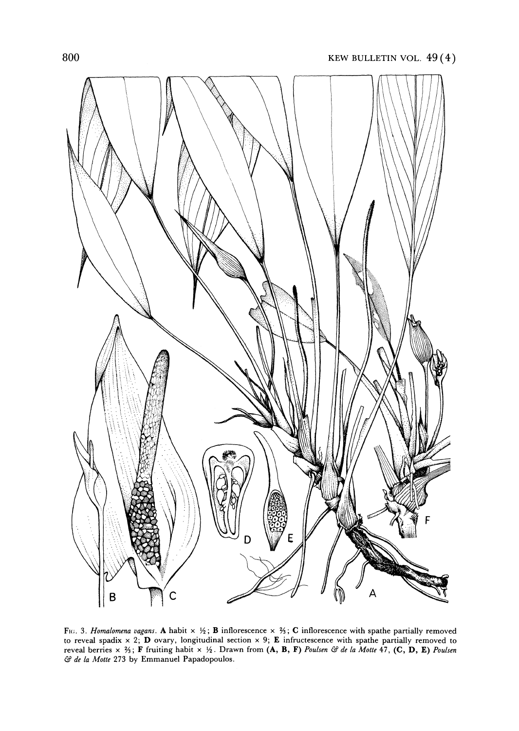Fig. 3. *Homalomena vagans*. **A** habit × ½; **B** inflorescence × ⅔; **C** inflorescence with spathe partially removed to reveal spadix × 2; **D** ovary, longitudinal section × 9; **E** infructescence with spathe partially removed to reveal berries × ⅔; **F** fruiting habit × ½. Drawn from **(A, B, F)** *Poulsen & de la Motte* 47, **(C, D, E)** *Poulsen & de la Motte* 273 by Emmanuel Papadopoulos.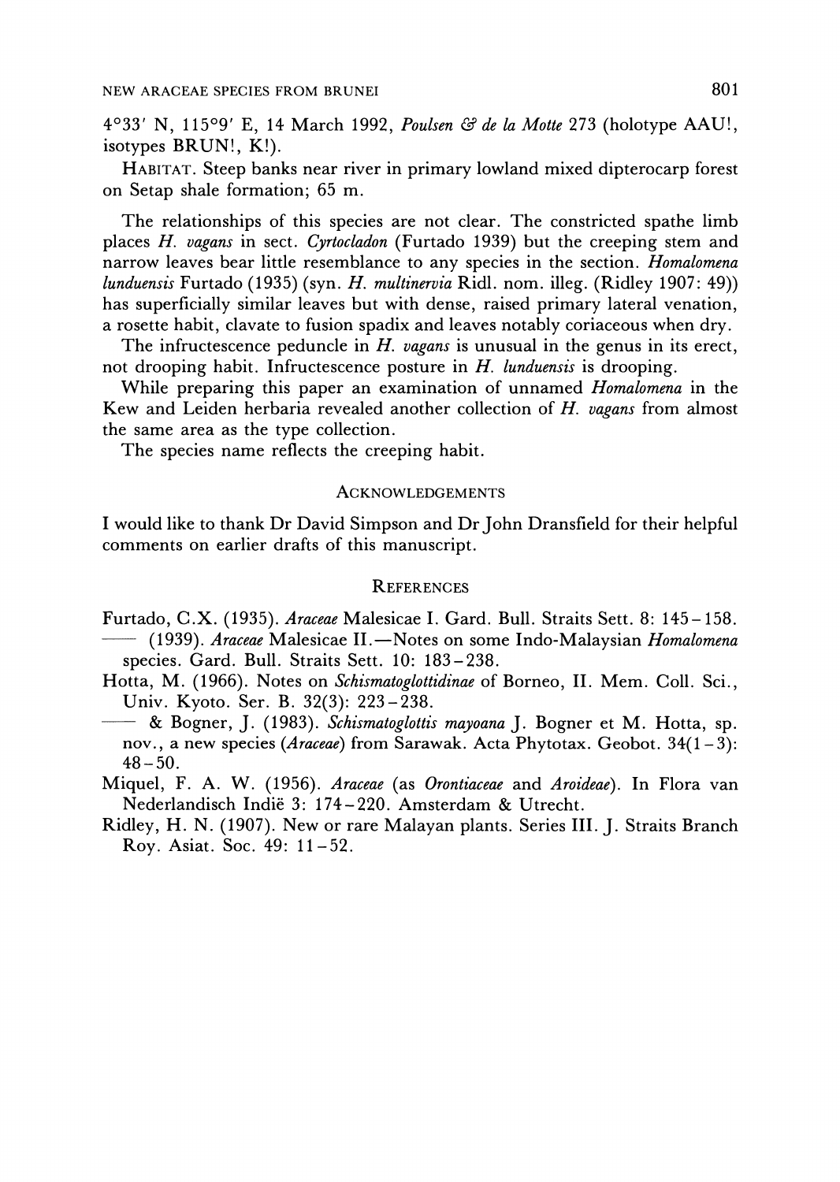4°33′ N, 115°9′ E, 14 March 1992, *Poulsen & de la Motte* 273 (holotype AAU!, isotypes BRUN!, K!).

HABITAT. Steep banks near river in primary lowland mixed dipterocarp forest on Setap shale formation; 65 m.

The relationships of this species are not clear. The constricted spathe limb places *H. vagans* in sect. *Cyrtocladon* (Furtado 1939) but the creeping stem and narrow leaves bear little resemblance to any species in the section. *Homalomena lunduensis* Furtado (1935) (syn. *H. multinervia* Ridl. nom. illeg. (Ridley 1907: 49)) has superficially similar leaves but with dense, raised primary lateral venation, a rosette habit, clavate to fusion spadix and leaves notably coriaceous when dry.

The infructescence peduncle in *H. vagans* is unusual in the genus in its erect, not drooping habit. Infructescence posture in *H. lunduensis* is drooping.

While preparing this paper an examination of unnamed *Homalomena* in the Kew and Leiden herbaria revealed another collection of *H. vagans* from almost the same area as the type collection.

The species name reflects the creeping habit.

## ACKNOWLEDGEMENTS

I would like to thank Dr David Simpson and Dr John Dransfield for their helpful comments on earlier drafts of this manuscript.

## REFERENCES

Furtado, C.X. (1935). *Araceae* Malesicae I. Gard. Bull. Straits Sett. 8: 145–158.

—— (1939). *Araceae* Malesicae II.—Notes on some Indo-Malaysian *Homalomena* species. Gard. Bull. Straits Sett. 10: 183–238.

Hotta, M. (1966). Notes on *Schismatoglottidinae* of Borneo, II. Mem. Coll. Sci., Univ. Kyoto. Ser. B. 32(3): 223–238.

—— & Bogner, J. (1983). *Schismatoglottis mayoana* J. Bogner et M. Hotta, sp. nov., a new species (*Araceae*) from Sarawak. Acta Phytotax. Geobot. 34(1–3): 48–50.

Miquel, F. A. W. (1956). *Araceae* (as *Orontiaceae* and *Aroideae*). In Flora van Nederlandisch Indië 3: 174–220. Amsterdam & Utrecht.

Ridley, H. N. (1907). New or rare Malayan plants. Series III. J. Straits Branch Roy. Asiat. Soc. 49: 11–52.